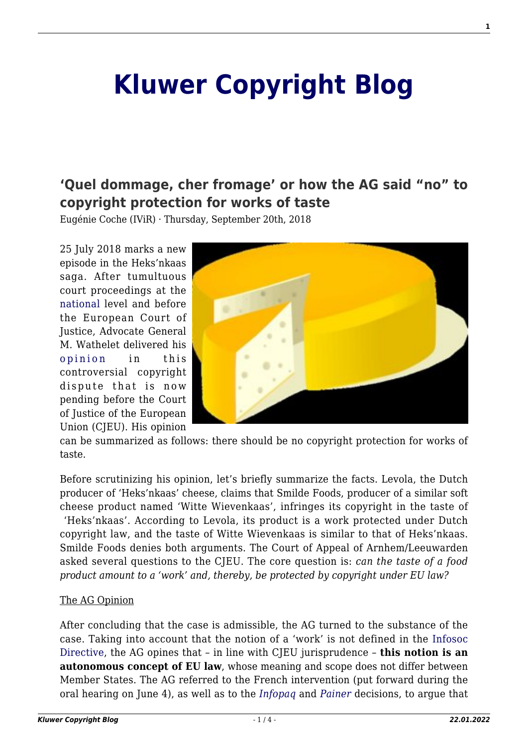# Kluwer Copyright Blog

## 'Quel dommage, cher fromage' or how the AG said "no" to copyright protection for works of taste

Eugénie Coche (IViR) · Thursday, September 20th, 2018

25 July 2018 marks a new episode in the Heks'nkaas saga. After tumultuous court proceedings at the national level and before the European Court of Justice, Advocate General M. Wathelet delivered his opinion in this controversial copyright dispute that is now pending before the Court of Justice of the European Union (CJEU). His opinion can be summarized as follows: there should be no copyright protection for works of taste.

Before scrutinizing his opinion, let's briefly summarize the facts. Levola, the Dutch producer of 'Heks'nkaas' cheese, claims that Smilde Foods, producer of a similar soft cheese product named 'Witte Wievenkaas', infringes its copyright in the taste of 'Heks'nkaas'. According to Levola, its product is a work protected under Dutch copyright law, and the taste of Witte Wievenkaas is similar to that of Heks'nkaas. Smilde Foods denies both arguments. The Court of Appeal of Arnhem/Leeuwarden asked several questions to the CJEU. The core question is: *can the taste of a food product amount to a 'work' and, thereby, be protected by copyright under EU law?*

The AG Opinion

After concluding that the case is admissible, the AG turned to the substance of the case. Taking into account that the notion of a 'work' is not defined in the Infosoc Directive, the AG opines that – in line with CJEU jurisprudence – **this notion is an autonomous concept of EU law**, whose meaning and scope does not differ between Member States. The AG referred to the French intervention (put forward during the oral hearing on June 4), as well as to the *Infopaq* and *Painer* decisions, to argue that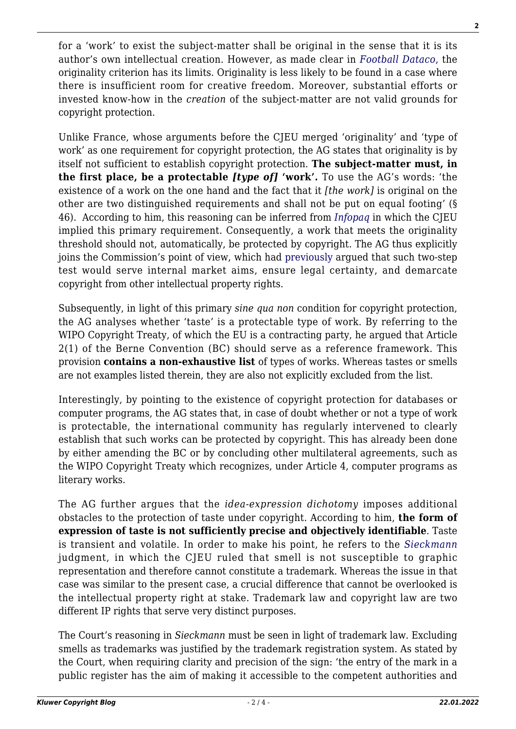for a 'work' to exist the subject-matter shall be original in the sense that it is its author's own intellectual creation. However, as made clear in *Football Dataco*, the originality criterion has its limits. Originality is less likely to be found in a case where there is insufficient room for creative freedom. Moreover, substantial efforts or invested know-how in the *creation* of the subject-matter are not valid grounds for copyright protection.

Unlike France, whose arguments before the CJEU merged 'originality' and 'type of work' as one requirement for copyright protection, the AG states that originality is by itself not sufficient to establish copyright protection. **The subject-matter must, in the first place, be a protectable *[type of]* 'work'.** To use the AG's words: 'the existence of a work on the one hand and the fact that it *[the work]* is original on the other are two distinguished requirements and shall not be put on equal footing' (§ 46). According to him, this reasoning can be inferred from *Infopaq* in which the CJEU implied this primary requirement. Consequently, a work that meets the originality threshold should not, automatically, be protected by copyright. The AG thus explicitly joins the Commission's point of view, which had previously argued that such two-step test would serve internal market aims, ensure legal certainty, and demarcate copyright from other intellectual property rights.

Subsequently, in light of this primary *sine qua non* condition for copyright protection, the AG analyses whether 'taste' is a protectable type of work. By referring to the WIPO Copyright Treaty, of which the EU is a contracting party, he argued that Article 2(1) of the Berne Convention (BC) should serve as a reference framework. This provision **contains a non-exhaustive list** of types of works. Whereas tastes or smells are not examples listed therein, they are also not explicitly excluded from the list.

Interestingly, by pointing to the existence of copyright protection for databases or computer programs, the AG states that, in case of doubt whether or not a type of work is protectable, the international community has regularly intervened to clearly establish that such works can be protected by copyright. This has already been done by either amending the BC or by concluding other multilateral agreements, such as the WIPO Copyright Treaty which recognizes, under Article 4, computer programs as literary works.

The AG further argues that the *idea-expression dichotomy* imposes additional obstacles to the protection of taste under copyright. According to him, **the form of expression of taste is not sufficiently precise and objectively identifiable**. Taste is transient and volatile. In order to make his point, he refers to the *Sieckmann* judgment, in which the CJEU ruled that smell is not susceptible to graphic representation and therefore cannot constitute a trademark. Whereas the issue in that case was similar to the present case, a crucial difference that cannot be overlooked is the intellectual property right at stake. Trademark law and copyright law are two different IP rights that serve very distinct purposes.

The Court's reasoning in *Sieckmann* must be seen in light of trademark law. Excluding smells as trademarks was justified by the trademark registration system. As stated by the Court, when requiring clarity and precision of the sign: 'the entry of the mark in a public register has the aim of making it accessible to the competent authorities and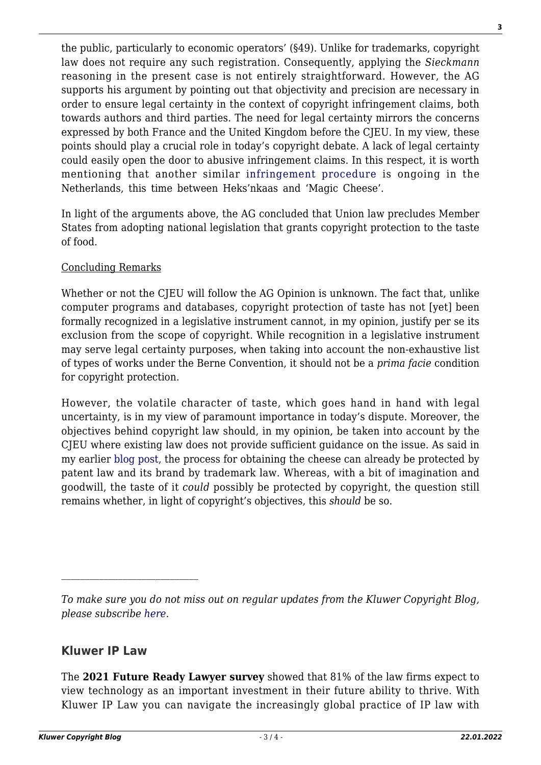the public, particularly to economic operators' (§49). Unlike for trademarks, copyright law does not require any such registration. Consequently, applying the *Sieckmann* reasoning in the present case is not entirely straightforward. However, the AG supports his argument by pointing out that objectivity and precision are necessary in order to ensure legal certainty in the context of copyright infringement claims, both towards authors and third parties. The need for legal certainty mirrors the concerns expressed by both France and the United Kingdom before the CJEU. In my view, these points should play a crucial role in today's copyright debate. A lack of legal certainty could easily open the door to abusive infringement claims. In this respect, it is worth mentioning that another similar infringement procedure is ongoing in the Netherlands, this time between Heks'nkaas and 'Magic Cheese'.

In light of the arguments above, the AG concluded that Union law precludes Member States from adopting national legislation that grants copyright protection to the taste of food.

## Concluding Remarks

Whether or not the CJEU will follow the AG Opinion is unknown. The fact that, unlike computer programs and databases, copyright protection of taste has not [yet] been formally recognized in a legislative instrument cannot, in my opinion, justify per se its exclusion from the scope of copyright. While recognition in a legislative instrument may serve legal certainty purposes, when taking into account the non-exhaustive list of types of works under the Berne Convention, it should not be a *prima facie* condition for copyright protection.

However, the volatile character of taste, which goes hand in hand with legal uncertainty, is in my view of paramount importance in today's dispute. Moreover, the objectives behind copyright law should, in my opinion, be taken into account by the CJEU where existing law does not provide sufficient guidance on the issue. As said in my earlier blog post, the process for obtaining the cheese can already be protected by patent law and its brand by trademark law. Whereas, with a bit of imagination and goodwill, the taste of it *could* possibly be protected by copyright, the question still remains whether, in light of copyright's objectives, this *should* be so.

---

*To make sure you do not miss out on regular updates from the Kluwer Copyright Blog, please subscribe here.*

## Kluwer IP Law

The **2021 Future Ready Lawyer survey** showed that 81% of the law firms expect to view technology as an important investment in their future ability to thrive. With Kluwer IP Law you can navigate the increasingly global practice of IP law with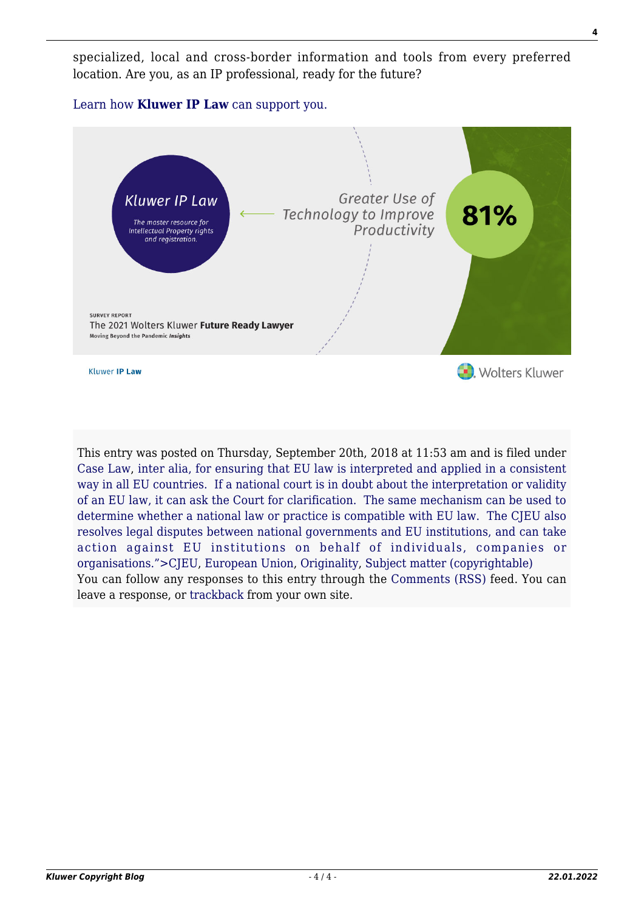specialized, local and cross-border information and tools from every preferred location. Are you, as an IP professional, ready for the future?

Learn how **Kluwer IP Law** can support you.

Kluwer IP Law

The master resource for Intellectual Property rights and registration.

Greater Use of Technology to Improve Productivity

81%

SURVEY REPORT

The 2021 Wolters Kluwer **Future Ready Lawyer**

Moving Beyond the Pandemic *Insights*

Kluwer **IP Law**

Wolters Kluwer

This entry was posted on Thursday, September 20th, 2018 at 11:53 am and is filed under Case Law, inter alia, for ensuring that EU law is interpreted and applied in a consistent way in all EU countries. If a national court is in doubt about the interpretation or validity of an EU law, it can ask the Court for clarification. The same mechanism can be used to determine whether a national law or practice is compatible with EU law. The CJEU also resolves legal disputes between national governments and EU institutions, and can take action against EU institutions on behalf of individuals, companies or organisations.">CJEU, European Union, Originality, Subject matter (copyrightable)
You can follow any responses to this entry through the Comments (RSS) feed. You can leave a response, or trackback from your own site.